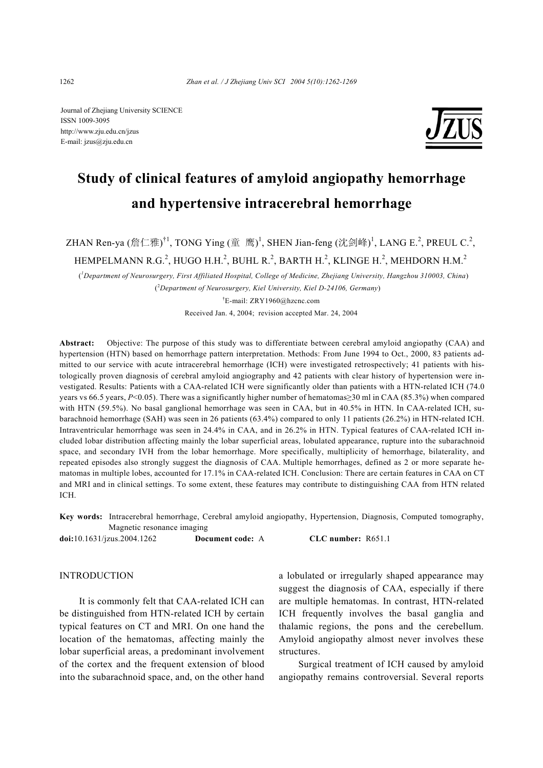Journal of Zhejiang University SCIENCE
ISSN 1009-3095
http://www.zju.edu.cn/jzus
E-mail: jzus@zju.edu.cn

# Study of clinical features of amyloid angiopathy hemorrhage and hypertensive intracerebral hemorrhage

ZHAN Ren-ya (詹仁雅)[†1], TONG Ying (童　鹰)[1], SHEN Jian-feng (沈剑峰)[1], LANG E.[2], PREUL C.[2], HEMPELMANN R.G.[2], HUGO H.H.[2], BUHL R.[2], BARTH H.[2], KLINGE H.[2], MEHDORN H.M.[2]

([1]*Department of Neurosurgery, First Affiliated Hospital, College of Medicine, Zhejiang University, Hangzhou 310003, China*)

([2]*Department of Neurosurgery, Kiel University, Kiel D-24106, Germany*)

[†]E-mail: ZRY1960@hzcnc.com

Received Jan. 4, 2004; revision accepted Mar. 24, 2004

**Abstract:** Objective: The purpose of this study was to differentiate between cerebral amyloid angiopathy (CAA) and hypertension (HTN) based on hemorrhage pattern interpretation. Methods: From June 1994 to Oct., 2000, 83 patients admitted to our service with acute intracerebral hemorrhage (ICH) were investigated retrospectively; 41 patients with histologically proven diagnosis of cerebral amyloid angiography and 42 patients with clear history of hypertension were investigated. Results: Patients with a CAA-related ICH were significantly older than patients with a HTN-related ICH (74.0 years vs 66.5 years, $P<0.05$). There was a significantly higher number of hematomas≥30 ml in CAA (85.3%) when compared with HTN (59.5%). No basal ganglional hemorrhage was seen in CAA, but in 40.5% in HTN. In CAA-related ICH, subarachnoid hemorrhage (SAH) was seen in 26 patients (63.4%) compared to only 11 patients (26.2%) in HTN-related ICH. Intraventricular hemorrhage was seen in 24.4% in CAA, and in 26.2% in HTN. Typical features of CAA-related ICH included lobar distribution affecting mainly the lobar superficial areas, lobulated appearance, rupture into the subarachnoid space, and secondary IVH from the lobar hemorrhage. More specifically, multiplicity of hemorrhage, bilaterality, and repeated episodes also strongly suggest the diagnosis of CAA. Multiple hemorrhages, defined as 2 or more separate hematomas in multiple lobes, accounted for 17.1% in CAA-related ICH. Conclusion: There are certain features in CAA on CT and MRI and in clinical settings. To some extent, these features may contribute to distinguishing CAA from HTN related ICH.

**Key words:** Intracerebral hemorrhage, Cerebral amyloid angiopathy, Hypertension, Diagnosis, Computed tomography, Magnetic resonance imaging

**doi:**10.1631/jzus.2004.1262 **Document code:** A **CLC number:** R651.1

## INTRODUCTION

It is commonly felt that CAA-related ICH can be distinguished from HTN-related ICH by certain typical features on CT and MRI. On one hand the location of the hematomas, affecting mainly the lobar superficial areas, a predominant involvement of the cortex and the frequent extension of blood into the subarachnoid space, and, on the other hand a lobulated or irregularly shaped appearance may suggest the diagnosis of CAA, especially if there are multiple hematomas. In contrast, HTN-related ICH frequently involves the basal ganglia and thalamic regions, the pons and the cerebellum. Amyloid angiopathy almost never involves these structures.

Surgical treatment of ICH caused by amyloid angiopathy remains controversial. Several reports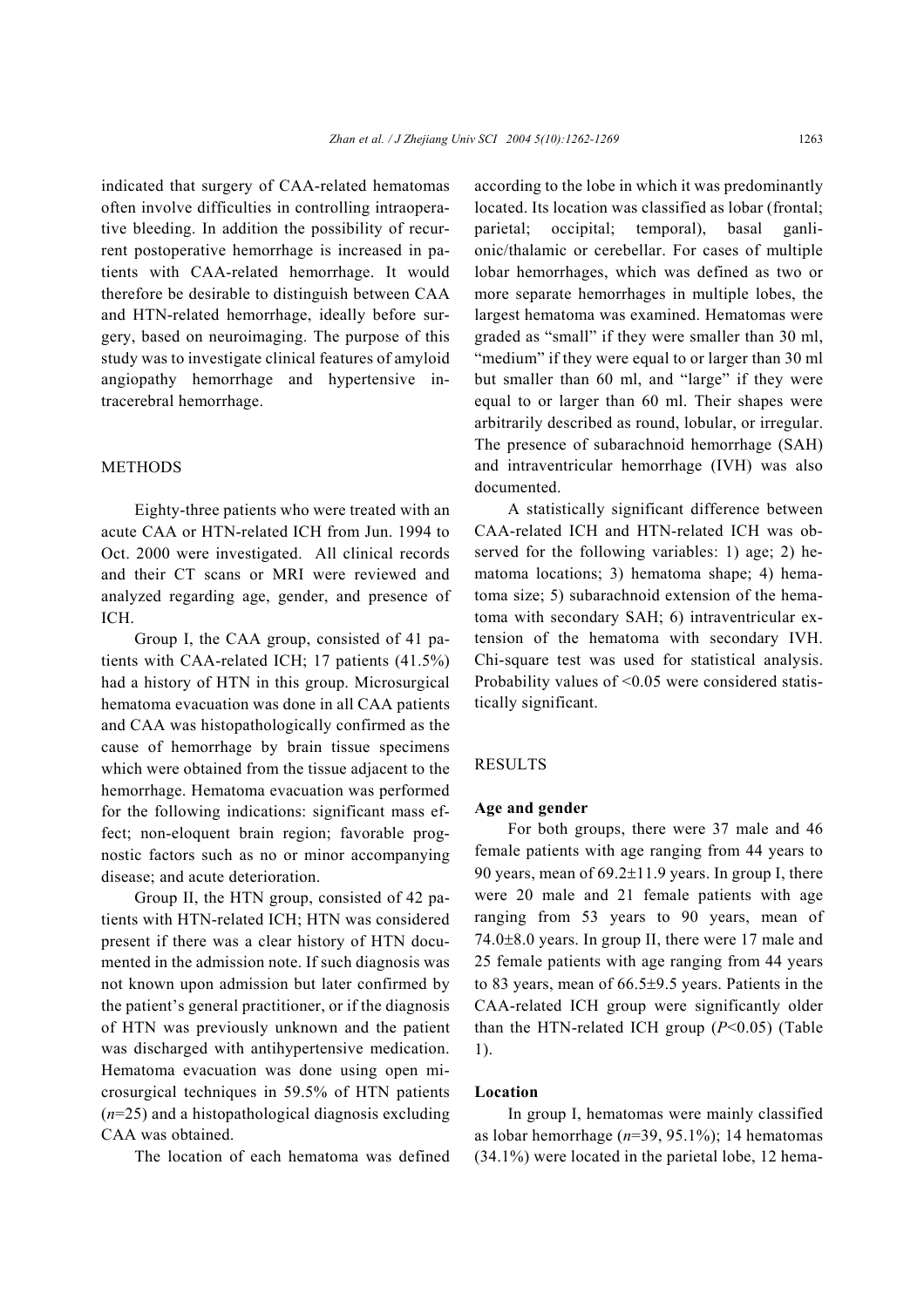indicated that surgery of CAA-related hematomas often involve difficulties in controlling intraoperative bleeding. In addition the possibility of recurrent postoperative hemorrhage is increased in patients with CAA-related hemorrhage. It would therefore be desirable to distinguish between CAA and HTN-related hemorrhage, ideally before surgery, based on neuroimaging. The purpose of this study was to investigate clinical features of amyloid angiopathy hemorrhage and hypertensive intracerebral hemorrhage.

## METHODS

Eighty-three patients who were treated with an acute CAA or HTN-related ICH from Jun. 1994 to Oct. 2000 were investigated. All clinical records and their CT scans or MRI were reviewed and analyzed regarding age, gender, and presence of ICH.

Group I, the CAA group, consisted of 41 patients with CAA-related ICH; 17 patients (41.5%) had a history of HTN in this group. Microsurgical hematoma evacuation was done in all CAA patients and CAA was histopathologically confirmed as the cause of hemorrhage by brain tissue specimens which were obtained from the tissue adjacent to the hemorrhage. Hematoma evacuation was performed for the following indications: significant mass effect; non-eloquent brain region; favorable prognostic factors such as no or minor accompanying disease; and acute deterioration.

Group II, the HTN group, consisted of 42 patients with HTN-related ICH; HTN was considered present if there was a clear history of HTN documented in the admission note. If such diagnosis was not known upon admission but later confirmed by the patient's general practitioner, or if the diagnosis of HTN was previously unknown and the patient was discharged with antihypertensive medication. Hematoma evacuation was done using open microsurgical techniques in 59.5% of HTN patients ($n$=25) and a histopathological diagnosis excluding CAA was obtained.

The location of each hematoma was defined according to the lobe in which it was predominantly located. Its location was classified as lobar (frontal; parietal; occipital; temporal), basal ganglionic/thalamic or cerebellar. For cases of multiple lobar hemorrhages, which was defined as two or more separate hemorrhages in multiple lobes, the largest hematoma was examined. Hematomas were graded as "small" if they were smaller than 30 ml, "medium" if they were equal to or larger than 30 ml but smaller than 60 ml, and "large" if they were equal to or larger than 60 ml. Their shapes were arbitrarily described as round, lobular, or irregular. The presence of subarachnoid hemorrhage (SAH) and intraventricular hemorrhage (IVH) was also documented.

A statistically significant difference between CAA-related ICH and HTN-related ICH was observed for the following variables: 1) age; 2) hematoma locations; 3) hematoma shape; 4) hematoma size; 5) subarachnoid extension of the hematoma with secondary SAH; 6) intraventricular extension of the hematoma with secondary IVH. Chi-square test was used for statistical analysis. Probability values of <0.05 were considered statistically significant.

## RESULTS

### Age and gender

For both groups, there were 37 male and 46 female patients with age ranging from 44 years to 90 years, mean of 69.2±11.9 years. In group I, there were 20 male and 21 female patients with age ranging from 53 years to 90 years, mean of 74.0±8.0 years. In group II, there were 17 male and 25 female patients with age ranging from 44 years to 83 years, mean of 66.5±9.5 years. Patients in the CAA-related ICH group were significantly older than the HTN-related ICH group ($P$<0.05) (Table 1).

### Location

In group I, hematomas were mainly classified as lobar hemorrhage ($n$=39, 95.1%); 14 hematomas (34.1%) were located in the parietal lobe, 12 hema-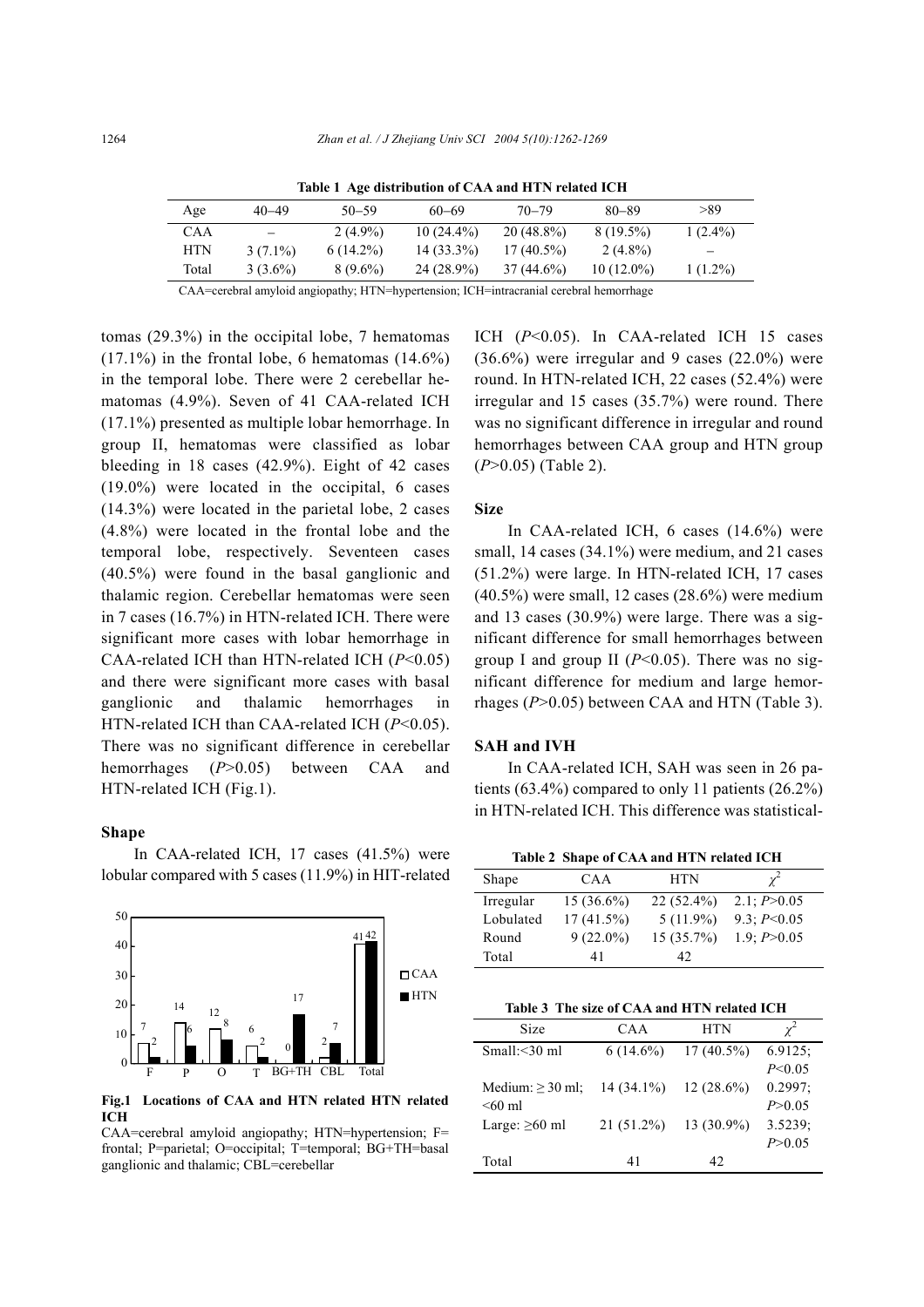**Table 1 Age distribution of CAA and HTN related ICH**

| Age | 40–49 | 50–59 | 60–69 | 70–79 | 80–89 | >89 |
|---|---|---|---|---|---|---|
| CAA | – | 2 (4.9%) | 10 (24.4%) | 20 (48.8%) | 8 (19.5%) | 1 (2.4%) |
| HTN | 3 (7.1%) | 6 (14.2%) | 14 (33.3%) | 17 (40.5%) | 2 (4.8%) | – |
| Total | 3 (3.6%) | 8 (9.6%) | 24 (28.9%) | 37 (44.6%) | 10 (12.0%) | 1 (1.2%) |

CAA=cerebral amyloid angiopathy; HTN=hypertension; ICH=intracranial cerebral hemorrhage

tomas (29.3%) in the occipital lobe, 7 hematomas (17.1%) in the frontal lobe, 6 hematomas (14.6%) in the temporal lobe. There were 2 cerebellar hematomas (4.9%). Seven of 41 CAA-related ICH (17.1%) presented as multiple lobar hemorrhage. In group II, hematomas were classified as lobar bleeding in 18 cases (42.9%). Eight of 42 cases (19.0%) were located in the occipital, 6 cases (14.3%) were located in the parietal lobe, 2 cases (4.8%) were located in the frontal lobe and the temporal lobe, respectively. Seventeen cases (40.5%) were found in the basal ganglionic and thalamic region. Cerebellar hematomas were seen in 7 cases (16.7%) in HTN-related ICH. There were significant more cases with lobar hemorrhage in CAA-related ICH than HTN-related ICH ($P$<0.05) and there were significant more cases with basal ganglionic and thalamic hemorrhages in HTN-related ICH than CAA-related ICH ($P$<0.05). There was no significant difference in cerebellar hemorrhages ($P$>0.05) between CAA and HTN-related ICH (Fig.1).

### Shape

In CAA-related ICH, 17 cases (41.5%) were lobular compared with 5 cases (11.9%) in HIT-related ICH ($P$<0.05). In CAA-related ICH 15 cases (36.6%) were irregular and 9 cases (22.0%) were round. In HTN-related ICH, 22 cases (52.4%) were irregular and 15 cases (35.7%) were round. There was no significant difference in irregular and round hemorrhages between CAA group and HTN group ($P$>0.05) (Table 2).

**Fig.1 Locations of CAA and HTN related HTN related ICH**

CAA=cerebral amyloid angiopathy; HTN=hypertension; F=frontal; P=parietal; O=occipital; T=temporal; BG+TH=basal ganglionic and thalamic; CBL=cerebellar

### Size

In CAA-related ICH, 6 cases (14.6%) were small, 14 cases (34.1%) were medium, and 21 cases (51.2%) were large. In HTN-related ICH, 17 cases (40.5%) were small, 12 cases (28.6%) were medium and 13 cases (30.9%) were large. There was a significant difference for small hemorrhages between group I and group II ($P$<0.05). There was no significant difference for medium and large hemorrhages ($P$>0.05) between CAA and HTN (Table 3).

### SAH and IVH

In CAA-related ICH, SAH was seen in 26 patients (63.4%) compared to only 11 patients (26.2%) in HTN-related ICH. This difference was statistical-

**Table 2 Shape of CAA and HTN related ICH**

| Shape | CAA | HTN | $\chi^2$ |
|---|---|---|---|
| Irregular | 15 (36.6%) | 22 (52.4%) | 2.1; $P$>0.05 |
| Lobulated | 17 (41.5%) | 5 (11.9%) | 9.3; $P$<0.05 |
| Round | 9 (22.0%) | 15 (35.7%) | 1.9; $P$>0.05 |
| Total | 41 | 42 | |

**Table 3 The size of CAA and HTN related ICH**

| Size | CAA | HTN | $\chi^2$ |
|---|---|---|---|
| Small: <30 ml | 6 (14.6%) | 17 (40.5%) | 6.9125; $P$<0.05 |
| Medium: ≥ 30 ml; <60 ml | 14 (34.1%) | 12 (28.6%) | 0.2997; $P$>0.05 |
| Large: ≥60 ml | 21 (51.2%) | 13 (30.9%) | 3.5239; $P$>0.05 |
| Total | 41 | 42 | |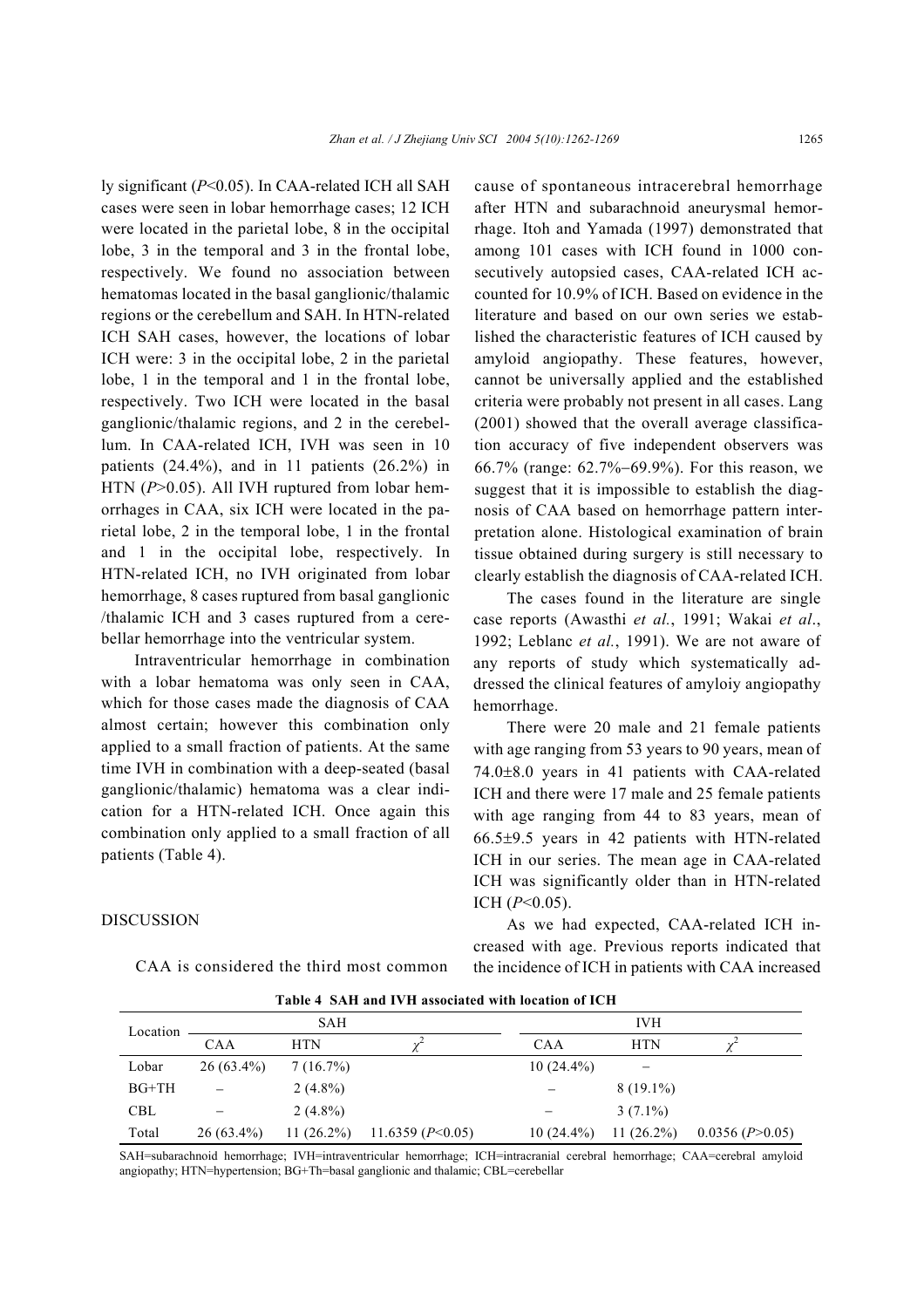ly significant ($P$<0.05). In CAA-related ICH all SAH cases were seen in lobar hemorrhage cases; 12 ICH were located in the parietal lobe, 8 in the occipital lobe, 3 in the temporal and 3 in the frontal lobe, respectively. We found no association between hematomas located in the basal ganglionic/thalamic regions or the cerebellum and SAH. In HTN-related ICH SAH cases, however, the locations of lobar ICH were: 3 in the occipital lobe, 2 in the parietal lobe, 1 in the temporal and 1 in the frontal lobe, respectively. Two ICH were located in the basal ganglionic/thalamic regions, and 2 in the cerebellum. In CAA-related ICH, IVH was seen in 10 patients (24.4%), and in 11 patients (26.2%) in HTN ($P$>0.05). All IVH ruptured from lobar hemorrhages in CAA, six ICH were located in the parietal lobe, 2 in the temporal lobe, 1 in the frontal and 1 in the occipital lobe, respectively. In HTN-related ICH, no IVH originated from lobar hemorrhage, 8 cases ruptured from basal ganglionic /thalamic ICH and 3 cases ruptured from a cerebellar hemorrhage into the ventricular system.

Intraventricular hemorrhage in combination with a lobar hematoma was only seen in CAA, which for those cases made the diagnosis of CAA almost certain; however this combination only applied to a small fraction of patients. At the same time IVH in combination with a deep-seated (basal ganglionic/thalamic) hematoma was a clear indication for a HTN-related ICH. Once again this combination only applied to a small fraction of all patients (Table 4).

## DISCUSSION

CAA is considered the third most common cause of spontaneous intracerebral hemorrhage after HTN and subarachnoid aneurysmal hemorrhage. Itoh and Yamada (1997) demonstrated that among 101 cases with ICH found in 1000 consecutively autopsied cases, CAA-related ICH accounted for 10.9% of ICH. Based on evidence in the literature and based on our own series we established the characteristic features of ICH caused by amyloid angiopathy. These features, however, cannot be universally applied and the established criteria were probably not present in all cases. Lang (2001) showed that the overall average classification accuracy of five independent observers was 66.7% (range: 62.7%–69.9%). For this reason, we suggest that it is impossible to establish the diagnosis of CAA based on hemorrhage pattern interpretation alone. Histological examination of brain tissue obtained during surgery is still necessary to clearly establish the diagnosis of CAA-related ICH.

The cases found in the literature are single case reports (Awasthi *et al.*, 1991; Wakai *et al*., 1992; Leblanc *et al.*, 1991). We are not aware of any reports of study which systematically addressed the clinical features of amyloiy angiopathy hemorrhage.

There were 20 male and 21 female patients with age ranging from 53 years to 90 years, mean of 74.0±8.0 years in 41 patients with CAA-related ICH and there were 17 male and 25 female patients with age ranging from 44 to 83 years, mean of 66.5±9.5 years in 42 patients with HTN-related ICH in our series. The mean age in CAA-related ICH was significantly older than in HTN-related ICH ($P$<0.05).

As we had expected, CAA-related ICH increased with age. Previous reports indicated that the incidence of ICH in patients with CAA increased

**Table 4 SAH and IVH associated with location of ICH**

| Location | SAH | | | IVH | | |
|---|---|---|---|---|---|---|
| | CAA | HTN | $\chi^2$ | CAA | HTN | $\chi^2$ |
| Lobar | 26 (63.4%) | 7 (16.7%) | | 10 (24.4%) | – | |
| BG+TH | – | 2 (4.8%) | | – | 8 (19.1%) | |
| CBL | – | 2 (4.8%) | | – | 3 (7.1%) | |
| Total | 26 (63.4%) | 11 (26.2%) | 11.6359 ($P$<0.05) | 10 (24.4%) | 11 (26.2%) | 0.0356 ($P$>0.05) |

SAH=subarachnoid hemorrhage; IVH=intraventricular hemorrhage; ICH=intracranial cerebral hemorrhage; CAA=cerebral amyloid angiopathy; HTN=hypertension; BG+Th=basal ganglionic and thalamic; CBL=cerebellar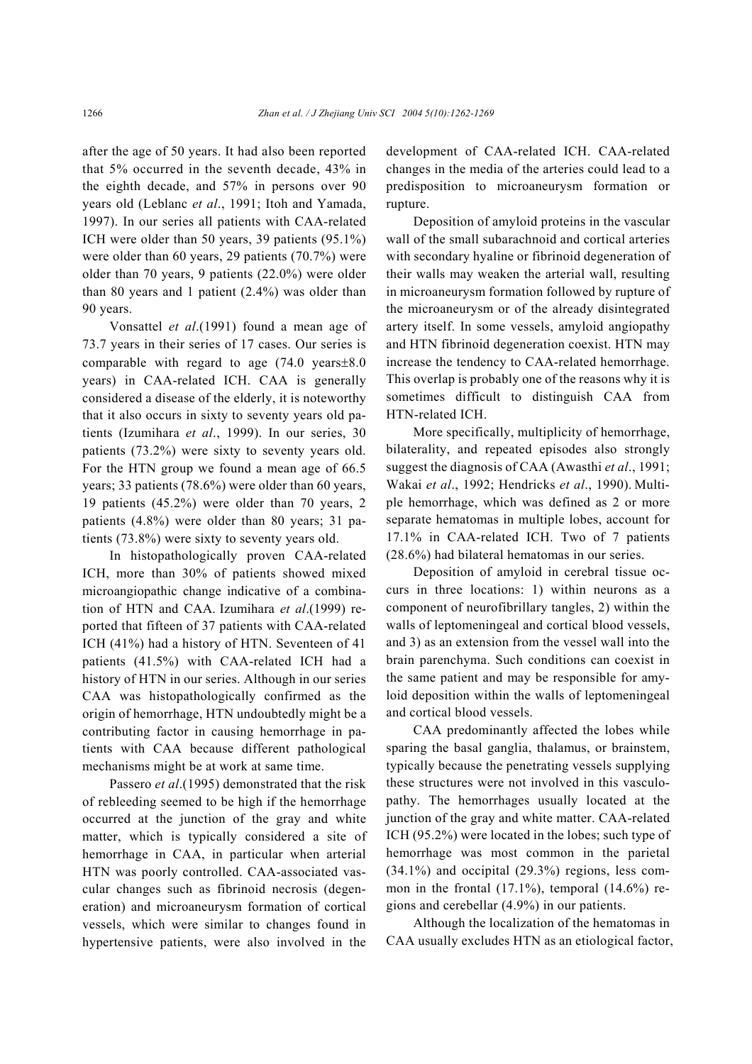after the age of 50 years. It had also been reported that 5% occurred in the seventh decade, 43% in the eighth decade, and 57% in persons over 90 years old (Leblanc *et al*., 1991; Itoh and Yamada, 1997). In our series all patients with CAA-related ICH were older than 50 years, 39 patients (95.1%) were older than 60 years, 29 patients (70.7%) were older than 70 years, 9 patients (22.0%) were older than 80 years and 1 patient (2.4%) was older than 90 years.

Vonsattel *et al*.(1991) found a mean age of 73.7 years in their series of 17 cases. Our series is comparable with regard to age (74.0 years±8.0 years) in CAA-related ICH. CAA is generally considered a disease of the elderly, it is noteworthy that it also occurs in sixty to seventy years old patients (Izumihara *et al*., 1999). In our series, 30 patients (73.2%) were sixty to seventy years old. For the HTN group we found a mean age of 66.5 years; 33 patients (78.6%) were older than 60 years, 19 patients (45.2%) were older than 70 years, 2 patients (4.8%) were older than 80 years; 31 patients (73.8%) were sixty to seventy years old.

In histopathologically proven CAA-related ICH, more than 30% of patients showed mixed microangiopathic change indicative of a combination of HTN and CAA. Izumihara *et al*.(1999) reported that fifteen of 37 patients with CAA-related ICH (41%) had a history of HTN. Seventeen of 41 patients (41.5%) with CAA-related ICH had a history of HTN in our series. Although in our series CAA was histopathologically confirmed as the origin of hemorrhage, HTN undoubtedly might be a contributing factor in causing hemorrhage in patients with CAA because different pathological mechanisms might be at work at same time.

Passero *et al*.(1995) demonstrated that the risk of rebleeding seemed to be high if the hemorrhage occurred at the junction of the gray and white matter, which is typically considered a site of hemorrhage in CAA, in particular when arterial HTN was poorly controlled. CAA-associated vascular changes such as fibrinoid necrosis (degeneration) and microaneurysm formation of cortical vessels, which were similar to changes found in hypertensive patients, were also involved in the development of CAA-related ICH. CAA-related changes in the media of the arteries could lead to a predisposition to microaneurysm formation or rupture.

Deposition of amyloid proteins in the vascular wall of the small subarachnoid and cortical arteries with secondary hyaline or fibrinoid degeneration of their walls may weaken the arterial wall, resulting in microaneurysm formation followed by rupture of the microaneurysm or of the already disintegrated artery itself. In some vessels, amyloid angiopathy and HTN fibrinoid degeneration coexist. HTN may increase the tendency to CAA-related hemorrhage. This overlap is probably one of the reasons why it is sometimes difficult to distinguish CAA from HTN-related ICH.

More specifically, multiplicity of hemorrhage, bilaterality, and repeated episodes also strongly suggest the diagnosis of CAA (Awasthi *et al*., 1991; Wakai *et al*., 1992; Hendricks *et al*., 1990). Multiple hemorrhage, which was defined as 2 or more separate hematomas in multiple lobes, account for 17.1% in CAA-related ICH. Two of 7 patients (28.6%) had bilateral hematomas in our series.

Deposition of amyloid in cerebral tissue occurs in three locations: 1) within neurons as a component of neurofibrillary tangles, 2) within the walls of leptomeningeal and cortical blood vessels, and 3) as an extension from the vessel wall into the brain parenchyma. Such conditions can coexist in the same patient and may be responsible for amyloid deposition within the walls of leptomeningeal and cortical blood vessels.

CAA predominantly affected the lobes while sparing the basal ganglia, thalamus, or brainstem, typically because the penetrating vessels supplying these structures were not involved in this vasculopathy. The hemorrhages usually located at the junction of the gray and white matter. CAA-related ICH (95.2%) were located in the lobes; such type of hemorrhage was most common in the parietal (34.1%) and occipital (29.3%) regions, less common in the frontal (17.1%), temporal (14.6%) regions and cerebellar (4.9%) in our patients.

Although the localization of the hematomas in CAA usually excludes HTN as an etiological factor,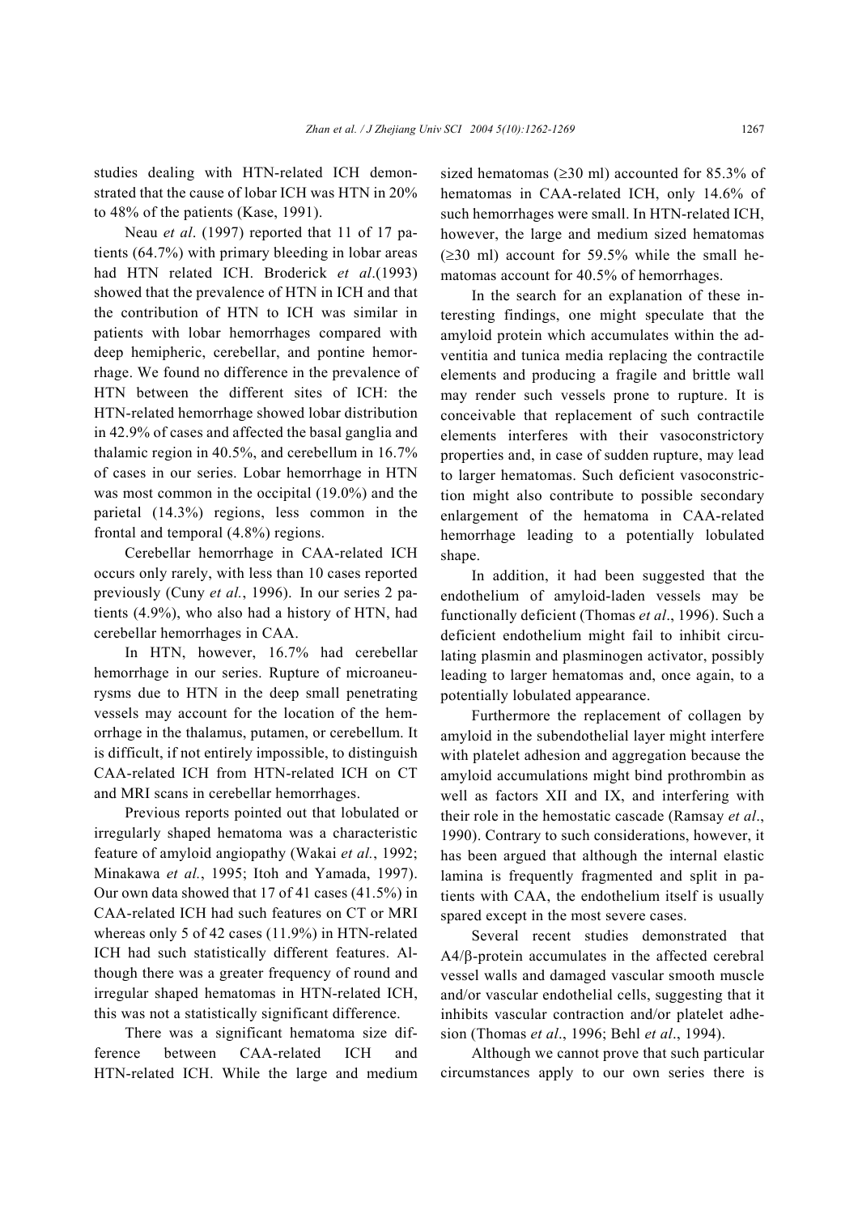studies dealing with HTN-related ICH demonstrated that the cause of lobar ICH was HTN in 20% to 48% of the patients (Kase, 1991).

Neau *et al*. (1997) reported that 11 of 17 patients (64.7%) with primary bleeding in lobar areas had HTN related ICH. Broderick *et al*.(1993) showed that the prevalence of HTN in ICH and that the contribution of HTN to ICH was similar in patients with lobar hemorrhages compared with deep hemipheric, cerebellar, and pontine hemorrhage. We found no difference in the prevalence of HTN between the different sites of ICH: the HTN-related hemorrhage showed lobar distribution in 42.9% of cases and affected the basal ganglia and thalamic region in 40.5%, and cerebellum in 16.7% of cases in our series. Lobar hemorrhage in HTN was most common in the occipital (19.0%) and the parietal (14.3%) regions, less common in the frontal and temporal (4.8%) regions.

Cerebellar hemorrhage in CAA-related ICH occurs only rarely, with less than 10 cases reported previously (Cuny *et al.*, 1996). In our series 2 patients (4.9%), who also had a history of HTN, had cerebellar hemorrhages in CAA.

In HTN, however, 16.7% had cerebellar hemorrhage in our series. Rupture of microaneurysms due to HTN in the deep small penetrating vessels may account for the location of the hemorrhage in the thalamus, putamen, or cerebellum. It is difficult, if not entirely impossible, to distinguish CAA-related ICH from HTN-related ICH on CT and MRI scans in cerebellar hemorrhages.

Previous reports pointed out that lobulated or irregularly shaped hematoma was a characteristic feature of amyloid angiopathy (Wakai *et al.*, 1992; Minakawa *et al.*, 1995; Itoh and Yamada, 1997). Our own data showed that 17 of 41 cases (41.5%) in CAA-related ICH had such features on CT or MRI whereas only 5 of 42 cases (11.9%) in HTN-related ICH had such statistically different features. Although there was a greater frequency of round and irregular shaped hematomas in HTN-related ICH, this was not a statistically significant difference.

There was a significant hematoma size difference between CAA-related ICH and HTN-related ICH. While the large and medium sized hematomas (≥30 ml) accounted for 85.3% of hematomas in CAA-related ICH, only 14.6% of such hemorrhages were small. In HTN-related ICH, however, the large and medium sized hematomas (≥30 ml) account for 59.5% while the small hematomas account for 40.5% of hemorrhages.

In the search for an explanation of these interesting findings, one might speculate that the amyloid protein which accumulates within the adventitia and tunica media replacing the contractile elements and producing a fragile and brittle wall may render such vessels prone to rupture. It is conceivable that replacement of such contractile elements interferes with their vasoconstrictory properties and, in case of sudden rupture, may lead to larger hematomas. Such deficient vasoconstriction might also contribute to possible secondary enlargement of the hematoma in CAA-related hemorrhage leading to a potentially lobulated shape.

In addition, it had been suggested that the endothelium of amyloid-laden vessels may be functionally deficient (Thomas *et al*., 1996). Such a deficient endothelium might fail to inhibit circulating plasmin and plasminogen activator, possibly leading to larger hematomas and, once again, to a potentially lobulated appearance.

Furthermore the replacement of collagen by amyloid in the subendothelial layer might interfere with platelet adhesion and aggregation because the amyloid accumulations might bind prothrombin as well as factors XII and IX, and interfering with their role in the hemostatic cascade (Ramsay *et al*., 1990). Contrary to such considerations, however, it has been argued that although the internal elastic lamina is frequently fragmented and split in patients with CAA, the endothelium itself is usually spared except in the most severe cases.

Several recent studies demonstrated that A4/β-protein accumulates in the affected cerebral vessel walls and damaged vascular smooth muscle and/or vascular endothelial cells, suggesting that it inhibits vascular contraction and/or platelet adhesion (Thomas *et al*., 1996; Behl *et al*., 1994).

Although we cannot prove that such particular circumstances apply to our own series there is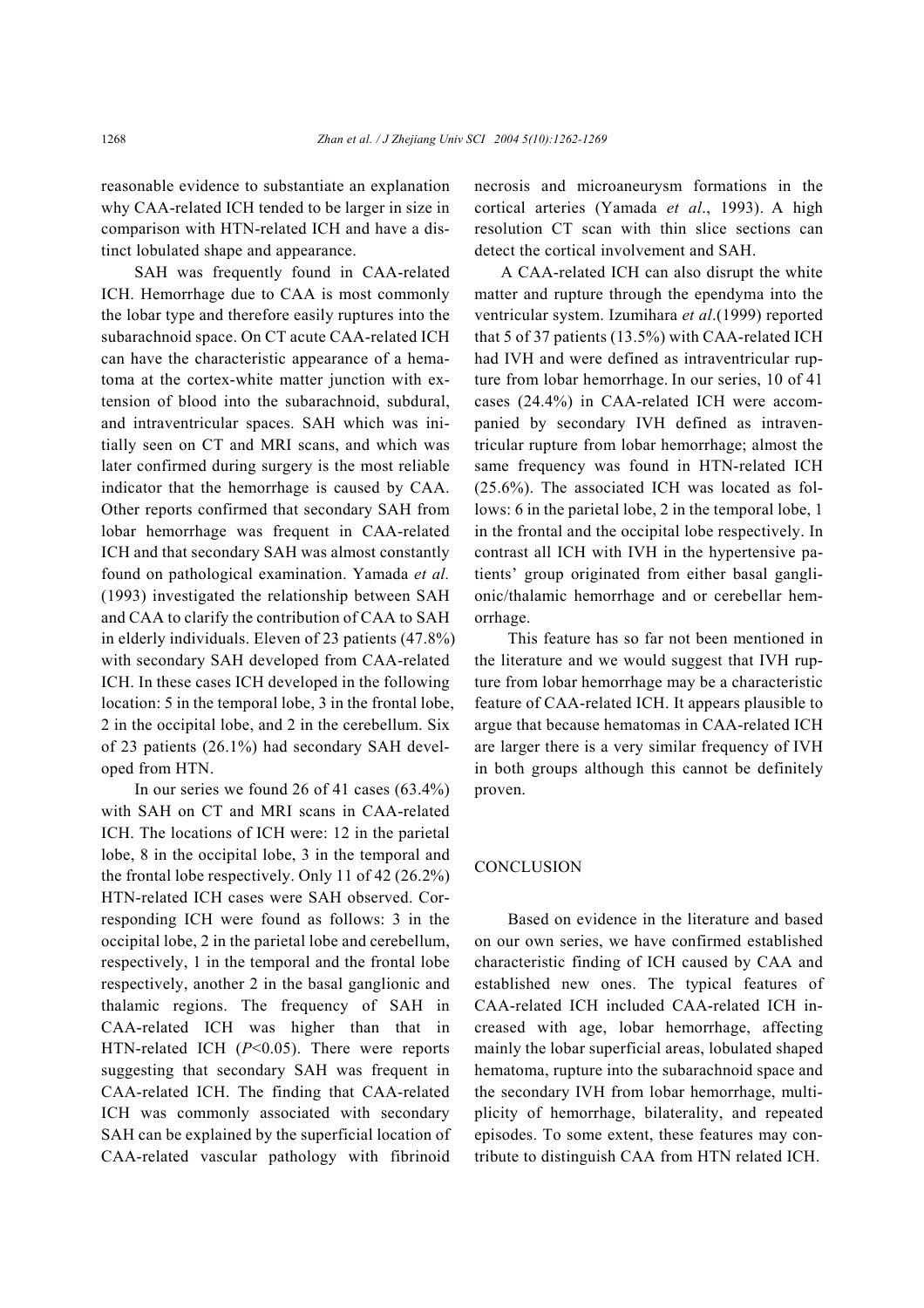reasonable evidence to substantiate an explanation why CAA-related ICH tended to be larger in size in comparison with HTN-related ICH and have a distinct lobulated shape and appearance.

SAH was frequently found in CAA-related ICH. Hemorrhage due to CAA is most commonly the lobar type and therefore easily ruptures into the subarachnoid space. On CT acute CAA-related ICH can have the characteristic appearance of a hematoma at the cortex-white matter junction with extension of blood into the subarachnoid, subdural, and intraventricular spaces. SAH which was initially seen on CT and MRI scans, and which was later confirmed during surgery is the most reliable indicator that the hemorrhage is caused by CAA. Other reports confirmed that secondary SAH from lobar hemorrhage was frequent in CAA-related ICH and that secondary SAH was almost constantly found on pathological examination. Yamada *et al.* (1993) investigated the relationship between SAH and CAA to clarify the contribution of CAA to SAH in elderly individuals. Eleven of 23 patients (47.8%) with secondary SAH developed from CAA-related ICH. In these cases ICH developed in the following location: 5 in the temporal lobe, 3 in the frontal lobe, 2 in the occipital lobe, and 2 in the cerebellum. Six of 23 patients (26.1%) had secondary SAH developed from HTN.

In our series we found 26 of 41 cases (63.4%) with SAH on CT and MRI scans in CAA-related ICH. The locations of ICH were: 12 in the parietal lobe, 8 in the occipital lobe, 3 in the temporal and the frontal lobe respectively. Only 11 of 42 (26.2%) HTN-related ICH cases were SAH observed. Corresponding ICH were found as follows: 3 in the occipital lobe, 2 in the parietal lobe and cerebellum, respectively, 1 in the temporal and the frontal lobe respectively, another 2 in the basal ganglionic and thalamic regions. The frequency of SAH in CAA-related ICH was higher than that in HTN-related ICH ($P<0.05$). There were reports suggesting that secondary SAH was frequent in CAA-related ICH. The finding that CAA-related ICH was commonly associated with secondary SAH can be explained by the superficial location of CAA-related vascular pathology with fibrinoid necrosis and microaneurysm formations in the cortical arteries (Yamada *et al*., 1993). A high resolution CT scan with thin slice sections can detect the cortical involvement and SAH.

A CAA-related ICH can also disrupt the white matter and rupture through the ependyma into the ventricular system. Izumihara *et al*.(1999) reported that 5 of 37 patients (13.5%) with CAA-related ICH had IVH and were defined as intraventricular rupture from lobar hemorrhage. In our series, 10 of 41 cases (24.4%) in CAA-related ICH were accompanied by secondary IVH defined as intraventricular rupture from lobar hemorrhage; almost the same frequency was found in HTN-related ICH (25.6%). The associated ICH was located as follows: 6 in the parietal lobe, 2 in the temporal lobe, 1 in the frontal and the occipital lobe respectively. In contrast all ICH with IVH in the hypertensive patients' group originated from either basal ganglionic/thalamic hemorrhage and or cerebellar hemorrhage.

This feature has so far not been mentioned in the literature and we would suggest that IVH rupture from lobar hemorrhage may be a characteristic feature of CAA-related ICH. It appears plausible to argue that because hematomas in CAA-related ICH are larger there is a very similar frequency of IVH in both groups although this cannot be definitely proven.

## CONCLUSION

Based on evidence in the literature and based on our own series, we have confirmed established characteristic finding of ICH caused by CAA and established new ones. The typical features of CAA-related ICH included CAA-related ICH increased with age, lobar hemorrhage, affecting mainly the lobar superficial areas, lobulated shaped hematoma, rupture into the subarachnoid space and the secondary IVH from lobar hemorrhage, multiplicity of hemorrhage, bilaterality, and repeated episodes. To some extent, these features may contribute to distinguish CAA from HTN related ICH.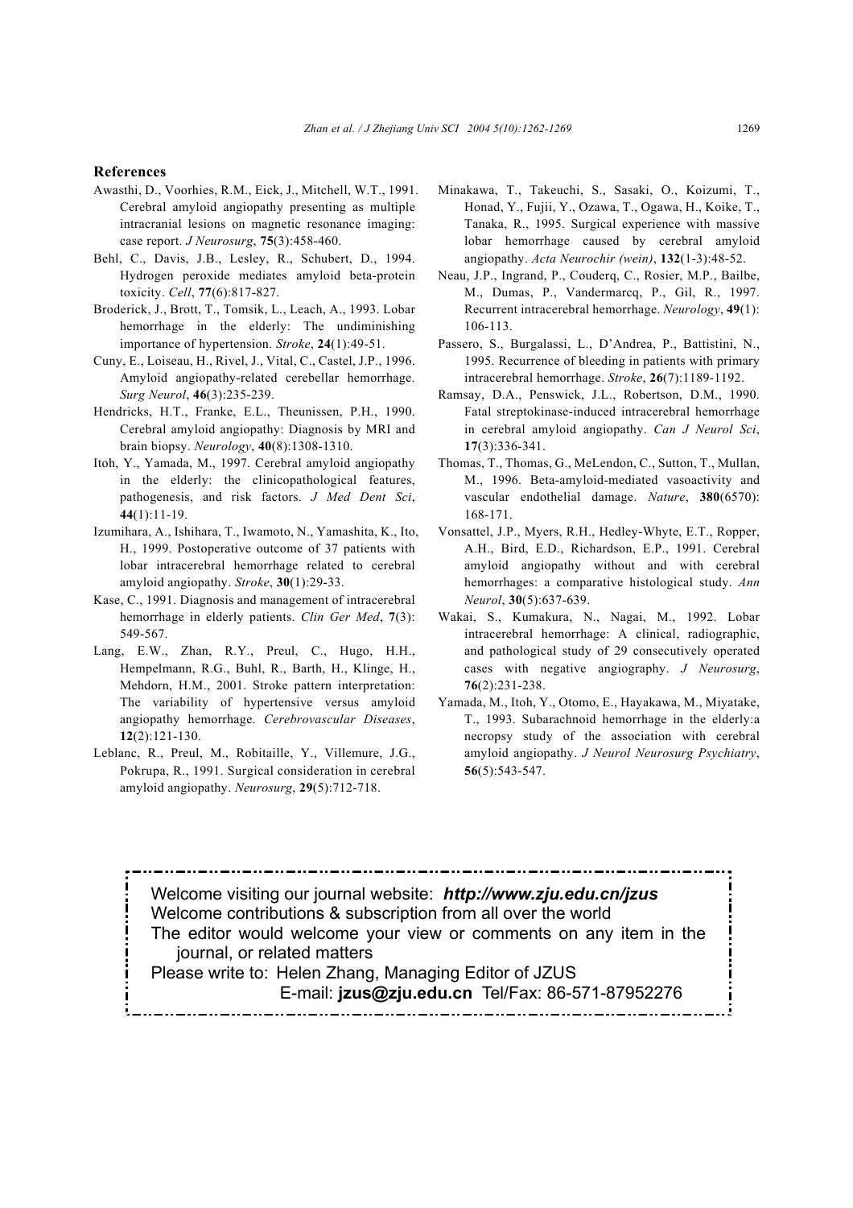## References

Awasthi, D., Voorhies, R.M., Eick, J., Mitchell, W.T., 1991. Cerebral amyloid angiopathy presenting as multiple intracranial lesions on magnetic resonance imaging: case report. *J Neurosurg*, **75**(3):458-460.

Behl, C., Davis, J.B., Lesley, R., Schubert, D., 1994. Hydrogen peroxide mediates amyloid beta-protein toxicity. *Cell*, **77**(6):817-827.

Broderick, J., Brott, T., Tomsik, L., Leach, A., 1993. Lobar hemorrhage in the elderly: The undiminishing importance of hypertension. *Stroke*, **24**(1):49-51.

Cuny, E., Loiseau, H., Rivel, J., Vital, C., Castel, J.P., 1996. Amyloid angiopathy-related cerebellar hemorrhage. *Surg Neurol*, **46**(3):235-239.

Hendricks, H.T., Franke, E.L., Theunissen, P.H., 1990. Cerebral amyloid angiopathy: Diagnosis by MRI and brain biopsy. *Neurology*, **40**(8):1308-1310.

Itoh, Y., Yamada, M., 1997. Cerebral amyloid angiopathy in the elderly: the clinicopathological features, pathogenesis, and risk factors. *J Med Dent Sci*, **44**(1):11-19.

Izumihara, A., Ishihara, T., Iwamoto, N., Yamashita, K., Ito, H., 1999. Postoperative outcome of 37 patients with lobar intracerebral hemorrhage related to cerebral amyloid angiopathy. *Stroke*, **30**(1):29-33.

Kase, C., 1991. Diagnosis and management of intracerebral hemorrhage in elderly patients. *Clin Ger Med*, **7**(3): 549-567.

Lang, E.W., Zhan, R.Y., Preul, C., Hugo, H.H., Hempelmann, R.G., Buhl, R., Barth, H., Klinge, H., Mehdorn, H.M., 2001. Stroke pattern interpretation: The variability of hypertensive versus amyloid angiopathy hemorrhage. *Cerebrovascular Diseases*, **12**(2):121-130.

Leblanc, R., Preul, M., Robitaille, Y., Villemure, J.G., Pokrupa, R., 1991. Surgical consideration in cerebral amyloid angiopathy. *Neurosurg*, **29**(5):712-718.

Minakawa, T., Takeuchi, S., Sasaki, O., Koizumi, T., Honad, Y., Fujii, Y., Ozawa, T., Ogawa, H., Koike, T., Tanaka, R., 1995. Surgical experience with massive lobar hemorrhage caused by cerebral amyloid angiopathy. *Acta Neurochir (wein)*, **132**(1-3):48-52.

Neau, J.P., Ingrand, P., Couderq, C., Rosier, M.P., Bailbe, M., Dumas, P., Vandermarcq, P., Gil, R., 1997. Recurrent intracerebral hemorrhage. *Neurology*, **49**(1): 106-113.

Passero, S., Burgalassi, L., D'Andrea, P., Battistini, N., 1995. Recurrence of bleeding in patients with primary intracerebral hemorrhage. *Stroke*, **26**(7):1189-1192.

Ramsay, D.A., Penswick, J.L., Robertson, D.M., 1990. Fatal streptokinase-induced intracerebral hemorrhage in cerebral amyloid angiopathy. *Can J Neurol Sci*, **17**(3):336-341.

Thomas, T., Thomas, G., MeLendon, C., Sutton, T., Mullan, M., 1996. Beta-amyloid-mediated vasoactivity and vascular endothelial damage. *Nature*, **380**(6570): 168-171.

Vonsattel, J.P., Myers, R.H., Hedley-Whyte, E.T., Ropper, A.H., Bird, E.D., Richardson, E.P., 1991. Cerebral amyloid angiopathy without and with cerebral hemorrhages: a comparative histological study. *Ann Neurol*, **30**(5):637-639.

Wakai, S., Kumakura, N., Nagai, M., 1992. Lobar intracerebral hemorrhage: A clinical, radiographic, and pathological study of 29 consecutively operated cases with negative angiography. *J Neurosurg*, **76**(2):231-238.

Yamada, M., Itoh, Y., Otomo, E., Hayakawa, M., Miyatake, T., 1993. Subarachnoid hemorrhage in the elderly:a necropsy study of the association with cerebral amyloid angiopathy. *J Neurol Neurosurg Psychiatry*, **56**(5):543-547.

Welcome visiting our journal website: ***http://www.zju.edu.cn/jzus***
Welcome contributions & subscription from all over the world
The editor would welcome your view or comments on any item in the journal, or related matters
Please write to: Helen Zhang, Managing Editor of JZUS
E-mail: **jzus@zju.edu.cn** Tel/Fax: 86-571-87952276